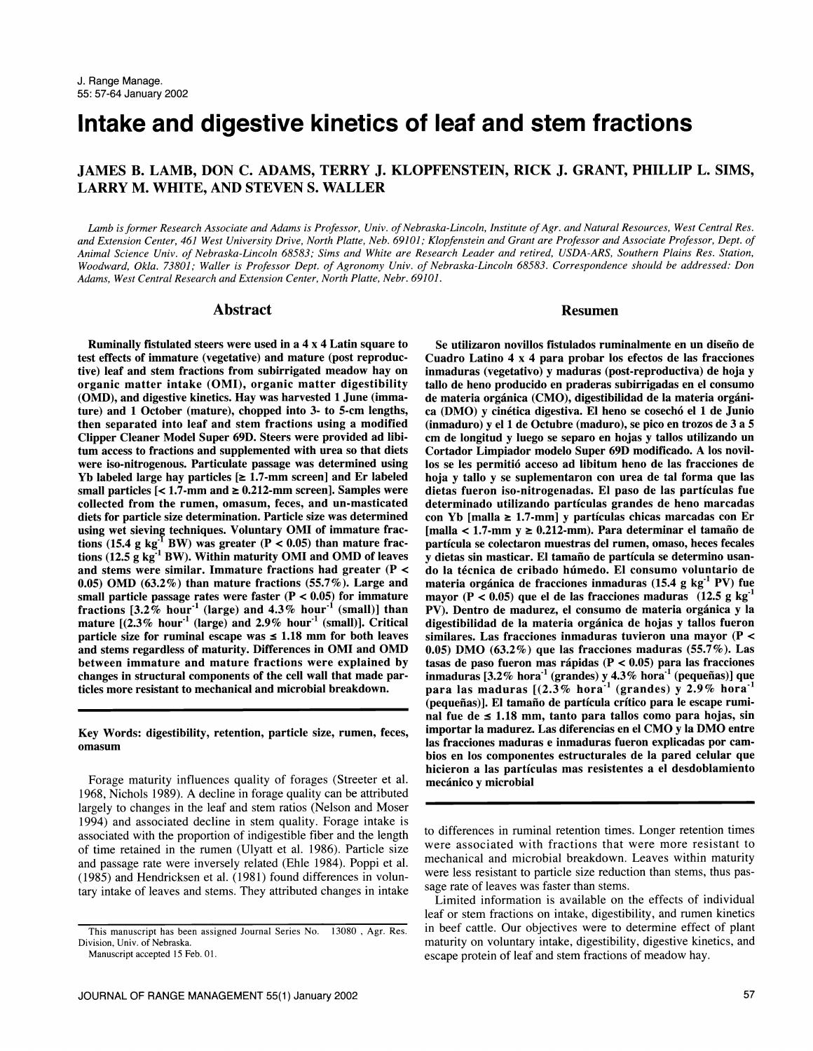# Intake and digestive kinetics of leaf and stem fractions

## JAMES B. LAMB, DON C. ADAMS, TERRY J. KLOPFENSTEIN, RICK J. GRANT, PHILLIP L. SIMS, LARRY M. WHITE, AND STEVEN S. WALLER

*Lamb is former Research Associate and Adams is Professor, Univ. of Nebraska-Lincoln, Institute of Agr. and Natural Resources, West Central Res. and Extension Center, 461 West University Drive, North Platte, Neb. 69101; Klopfenstein and Grant are Professor and Associate Professor, Dept. of Animal Science Univ. of Nebraska-Lincoln 68583; Sims and White are Research Leader and retired, USDA-ARS, Southern Plains Res. Station, Woodward, Okla. 73801; Waller is Professor Dept. of Agronomy Univ. of Nebraska-Lincoln 68583. Correspondence should be addressed: Don Adams, West Central Research and Extension Center, North Platte, Nebr. 69101.*

## Abstract

**Ruminally fistulated steers were used in a 4 x 4 Latin square to test effects of immature (vegetative) and mature (post reproductive) leaf and stem fractions from subirrigated meadow hay on organic matter intake (OMI), organic matter digestibility (OMD), and digestive kinetics. Hay was harvested 1 June (immature) and 1 October (mature), chopped into 3- to 5-cm lengths, then separated into leaf and stem fractions using a modified Clipper Cleaner Model Super 69D. Steers were provided ad libitum access to fractions and supplemented with urea so that diets were iso-nitrogenous. Particulate passage was determined using Yb labeled large hay particles [≥ 1.7-mm screen] and Er labeled small particles [< 1.7-mm and ≥ 0.212-mm screen]. Samples were collected from the rumen, omasum, feces, and un-masticated diets for particle size determination. Particle size was determined using wet sieving techniques. Voluntary OMI of immature fractions (15.4 g $kg^{-1}$ BW) was greater ($P < 0.05$) than mature fractions (12.5 g $kg^{-1}$ BW). Within maturity OMI and OMD of leaves and stems were similar. Immature fractions had greater ($P < 0.05$) OMD (63.2%) than mature fractions (55.7%). Large and small particle passage rates were faster ($P < 0.05$) for immature fractions [3.2% $hour^{-1}$ (large) and 4.3% $hour^{-1}$ (small)] than mature [(2.3% $hour^{-1}$ (large) and 2.9% $hour^{-1}$ (small)]. Critical particle size for ruminal escape was ≤ 1.18 mm for both leaves and stems regardless of maturity. Differences in OMI and OMD between immature and mature fractions were explained by changes in structural components of the cell wall that made particles more resistant to mechanical and microbial breakdown.**

**Key Words: digestibility, retention, particle size, rumen, feces, omasum**

## Resumen

**Se utilizaron novillos fistulados ruminalmente en un diseño de Cuadro Latino 4 x 4 para probar los efectos de las fracciones inmaduras (vegetativo) y maduras (post-reproductiva) de hoja y tallo de heno producido en praderas subirrigadas en el consumo de materia orgánica (CMO), digestibilidad de la materia orgánica (DMO) y cinética digestiva. El heno se cosechó el 1 de Junio (inmaduro) y el 1 de Octubre (maduro), se pico en trozos de 3 a 5 cm de longitud y luego se separo en hojas y tallos utilizando un Cortador Limpiador modelo Super 69D modificado. A los novillos se les permitió acceso ad libitum heno de las fracciones de hoja y tallo y se suplementaron con urea de tal forma que las dietas fueron iso-nitrogenadas. El paso de las partículas fue determinado utilizando partículas grandes de heno marcadas con Yb [malla ≥ 1.7-mm] y partículas chicas marcadas con Er [malla < 1.7-mm y ≥ 0.212-mm). Para determinar el tamaño de partícula se colectaron muestras del rumen, omaso, heces fecales y dietas sin masticar. El tamaño de partícula se determino usando la técnica de cribado húmedo. El consumo voluntario de materia orgánica de fracciones inmaduras (15.4 g $kg^{-1}$ PV) fue mayor ($P < 0.05$) que el de las fracciones maduras (12.5 g $kg^{-1}$ PV). Dentro de madurez, el consumo de materia orgánica y la digestibilidad de la materia orgánica de hojas y tallos fueron similares. Las fracciones inmaduras tuvieron una mayor ($P < 0.05$) DMO (63.2%) que las fracciones maduras (55.7%). Las tasas de paso fueron mas rápidas ($P < 0.05$) para las fracciones inmaduras [3.2% $hora^{-1}$ (grandes) y 4.3% $hora^{-1}$ (pequeñas)] que para las maduras [(2.3% $hora^{-1}$ (grandes) y 2.9% $hora^{-1}$ (pequeñas)]. El tamaño de partícula crítico para le escape ruminal fue de ≤ 1.18 mm, tanto para tallos como para hojas, sin importar la madurez. Las diferencias en el CMO y la DMO entre las fracciones maduras e inmaduras fueron explicadas por cambios en los componentes estructurales de la pared celular que hicieron a las partículas mas resistentes a el desdoblamiento mecánico y microbial**

Forage maturity influences quality of forages (Streeter et al. 1968, Nichols 1989). A decline in forage quality can be attributed largely to changes in the leaf and stem ratios (Nelson and Moser 1994) and associated decline in stem quality. Forage intake is associated with the proportion of indigestible fiber and the length of time retained in the rumen (Ulyatt et al. 1986). Particle size and passage rate were inversely related (Ehle 1984). Poppi et al. (1985) and Hendricksen et al. (1981) found differences in voluntary intake of leaves and stems. They attributed changes in intake to differences in ruminal retention times. Longer retention times were associated with fractions that were more resistant to mechanical and microbial breakdown. Leaves within maturity were less resistant to particle size reduction than stems, thus passage rate of leaves was faster than stems.

Limited information is available on the effects of individual leaf or stem fractions on intake, digestibility, and rumen kinetics in beef cattle. Our objectives were to determine effect of plant maturity on voluntary intake, digestibility, digestive kinetics, and escape protein of leaf and stem fractions of meadow hay.

This manuscript has been assigned Journal Series No. 13080, Agr. Res. Division, Univ. of Nebraska.

Manuscript accepted 15 Feb. 01.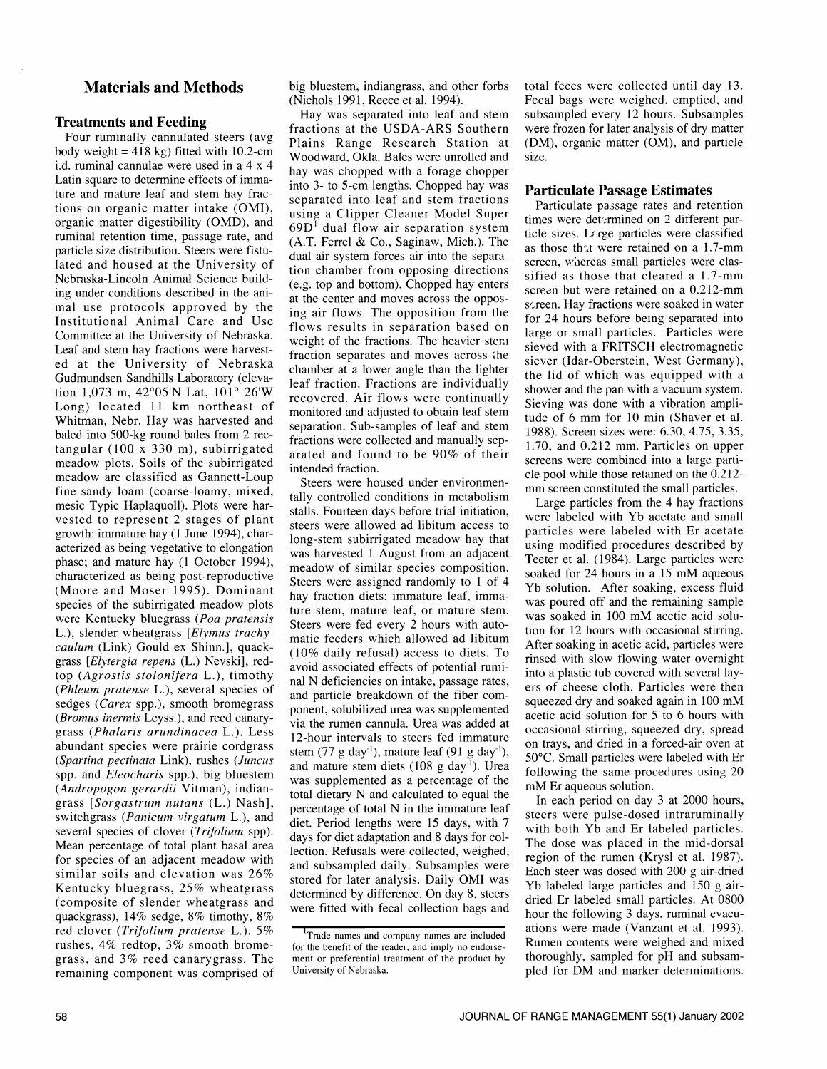## Materials and Methods

### Treatments and Feeding

Four ruminally cannulated steers (avg body weight = 418 kg) fitted with 10.2-cm i.d. ruminal cannulae were used in a 4 x 4 Latin square to determine effects of immature and mature leaf and stem hay fractions on organic matter intake (OMI), organic matter digestibility (OMD), and ruminal retention time, passage rate, and particle size distribution. Steers were fistulated and housed at the University of Nebraska-Lincoln Animal Science building under conditions described in the animal use protocols approved by the Institutional Animal Care and Use Committee at the University of Nebraska. Leaf and stem hay fractions were harvested at the University of Nebraska Gudmundsen Sandhills Laboratory (elevation 1,073 m, 42°05'N Lat, 101° 26'W Long) located 11 km northeast of Whitman, Nebr. Hay was harvested and baled into 500-kg round bales from 2 rectangular (100 x 330 m), subirrigated meadow plots. Soils of the subirrigated meadow are classified as Gannett-Loup fine sandy loam (coarse-loamy, mixed, mesic Typic Haplaquoll). Plots were harvested to represent 2 stages of plant growth: immature hay (1 June 1994), characterized as being vegetative to elongation phase; and mature hay (1 October 1994), characterized as being post-reproductive (Moore and Moser 1995). Dominant species of the subirrigated meadow plots were Kentucky bluegrass (*Poa pratensis* L.), slender wheatgrass [*Elymus trachycaulum* (Link) Gould ex Shinn.], quackgrass [*Elytergia repens* (L.) Nevski], redtop (*Agrostis stolonifera* L.), timothy (*Phleum pratense* L.), several species of sedges (*Carex* spp.), smooth bromegrass (*Bromus inermis* Leyss.), and reed canarygrass (*Phalaris arundinacea* L.). Less abundant species were prairie cordgrass (*Spartina pectinata* Link), rushes (*Juncus* spp. and *Eleocharis* spp.), big bluestem (*Andropogon gerardii* Vitman), indiangrass [*Sorgastrum nutans* (L.) Nash], switchgrass (*Panicum virgatum* L.), and several species of clover (*Trifolium* spp). Mean percentage of total plant basal area for species of an adjacent meadow with similar soils and elevation was 26% Kentucky bluegrass, 25% wheatgrass (composite of slender wheatgrass and quackgrass), 14% sedge, 8% timothy, 8% red clover (*Trifolium pratense* L.), 5% rushes, 4% redtop, 3% smooth bromegrass, and 3% reed canarygrass. The remaining component was comprised of big bluestem, indiangrass, and other forbs (Nichols 1991, Reece et al. 1994).

Hay was separated into leaf and stem fractions at the USDA-ARS Southern Plains Range Research Station at Woodward, Okla. Bales were unrolled and hay was chopped with a forage chopper into 3- to 5-cm lengths. Chopped hay was separated into leaf and stem fractions using a Clipper Cleaner Model Super 69D[1] dual flow air separation system (A.T. Ferrel & Co., Saginaw, Mich.). The dual air system forces air into the separation chamber from opposing directions (e.g. top and bottom). Chopped hay enters at the center and moves across the opposing air flows. The opposition from the flows results in separation based on weight of the fractions. The heavier stem fraction separates and moves across the chamber at a lower angle than the lighter leaf fraction. Fractions are individually recovered. Air flows were continually monitored and adjusted to obtain leaf stem separation. Sub-samples of leaf and stem fractions were collected and manually separated and found to be 90% of their intended fraction.

Steers were housed under environmentally controlled conditions in metabolism stalls. Fourteen days before trial initiation, steers were allowed ad libitum access to long-stem subirrigated meadow hay that was harvested 1 August from an adjacent meadow of similar species composition. Steers were assigned randomly to 1 of 4 hay fraction diets: immature leaf, immature stem, mature leaf, or mature stem. Steers were fed every 2 hours with automatic feeders which allowed ad libitum (10% daily refusal) access to diets. To avoid associated effects of potential ruminal N deficiencies on intake, passage rates, and particle breakdown of the fiber component, solubilized urea was supplemented via the rumen cannula. Urea was added at 12-hour intervals to steers fed immature stem (77 g day$^{-1}$), mature leaf (91 g day$^{-1}$), and mature stem diets (108 g day$^{-1}$). Urea was supplemented as a percentage of the total dietary N and calculated to equal the percentage of total N in the immature leaf diet. Period lengths were 15 days, with 7 days for diet adaptation and 8 days for collection. Refusals were collected, weighed, and subsampled daily. Subsamples were stored for later analysis. Daily OMI was determined by difference. On day 8, steers were fitted with fecal collection bags and total feces were collected until day 13. Fecal bags were weighed, emptied, and subsampled every 12 hours. Subsamples were frozen for later analysis of dry matter (DM), organic matter (OM), and particle size.

[1]Trade names and company names are included for the benefit of the reader, and imply no endorsement or preferential treatment of the product by University of Nebraska.

### Particulate Passage Estimates

Particulate passage rates and retention times were determined on 2 different particle sizes. Large particles were classified as those that were retained on a 1.7-mm screen, whereas small particles were classified as those that cleared a 1.7-mm screen but were retained on a 0.212-mm screen. Hay fractions were soaked in water for 24 hours before being separated into large or small particles. Particles were sieved with a FRITSCH electromagnetic siever (Idar-Oberstein, West Germany), the lid of which was equipped with a shower and the pan with a vacuum system. Sieving was done with a vibration amplitude of 6 mm for 10 min (Shaver et al. 1988). Screen sizes were: 6.30, 4.75, 3.35, 1.70, and 0.212 mm. Particles on upper screens were combined into a large particle pool while those retained on the 0.212-mm screen constituted the small particles.

Large particles from the 4 hay fractions were labeled with Yb acetate and small particles were labeled with Er acetate using modified procedures described by Teeter et al. (1984). Large particles were soaked for 24 hours in a 15 mM aqueous Yb solution. After soaking, excess fluid was poured off and the remaining sample was soaked in 100 mM acetic acid solution for 12 hours with occasional stirring. After soaking in acetic acid, particles were rinsed with slow flowing water overnight into a plastic tub covered with several layers of cheese cloth. Particles were then squeezed dry and soaked again in 100 mM acetic acid solution for 5 to 6 hours with occasional stirring, squeezed dry, spread on trays, and dried in a forced-air oven at 50°C. Small particles were labeled with Er following the same procedures using 20 mM Er aqueous solution.

In each period on day 3 at 2000 hours, steers were pulse-dosed intraruminally with both Yb and Er labeled particles. The dose was placed in the mid-dorsal region of the rumen (Krysl et al. 1987). Each steer was dosed with 200 g air-dried Yb labeled large particles and 150 g air-dried Er labeled small particles. At 0800 hour the following 3 days, ruminal evacuations were made (Vanzant et al. 1993). Rumen contents were weighed and mixed thoroughly, sampled for pH and subsampled for DM and marker determinations.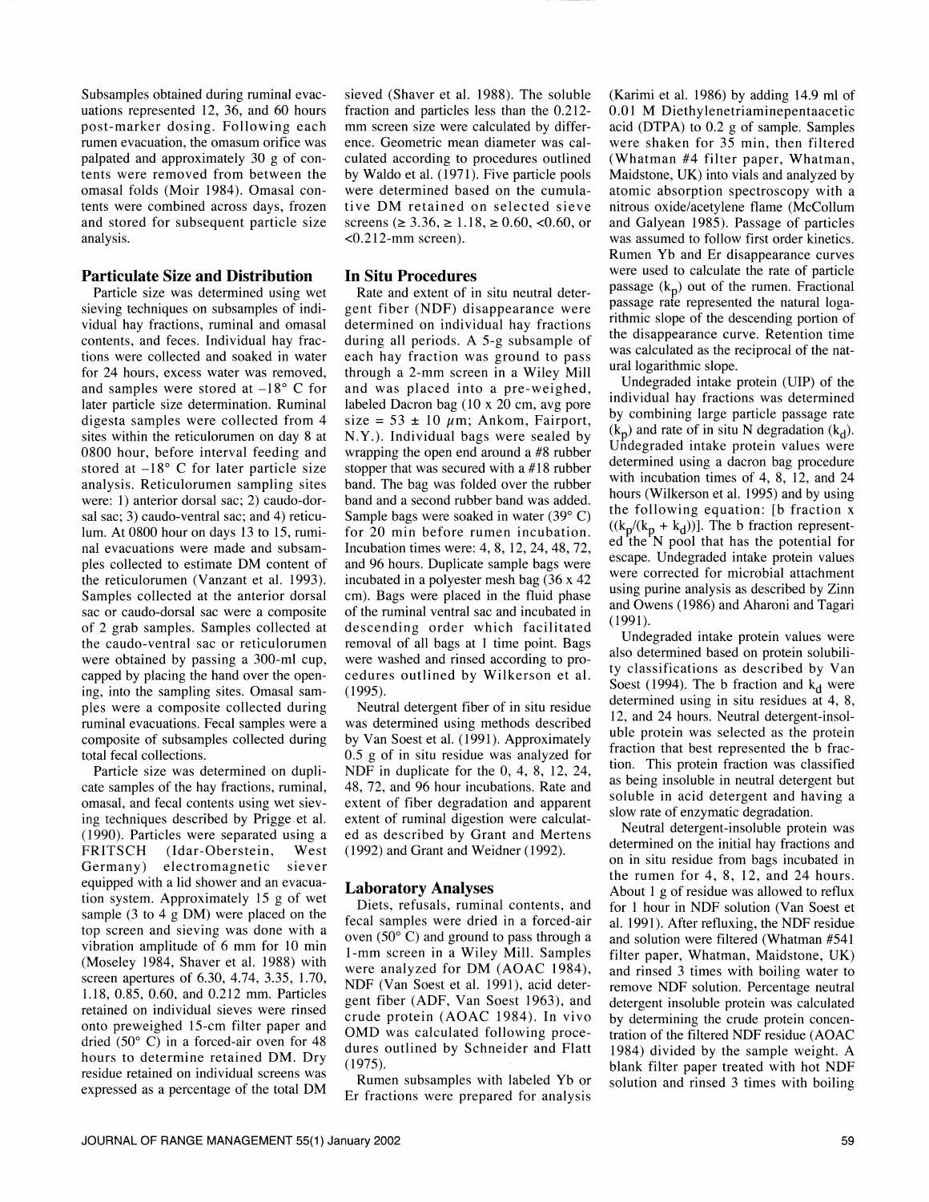Subsamples obtained during ruminal evacuations represented 12, 36, and 60 hours post-marker dosing. Following each rumen evacuation, the omasum orifice was palpated and approximately 30 g of contents were removed from between the omasal folds (Moir 1984). Omasal contents were combined across days, frozen and stored for subsequent particle size analysis.

## Particulate Size and Distribution

Particle size was determined using wet sieving techniques on subsamples of individual hay fractions, ruminal and omasal contents, and feces. Individual hay fractions were collected and soaked in water for 24 hours, excess water was removed, and samples were stored at –18° C for later particle size determination. Ruminal digesta samples were collected from 4 sites within the reticulorumen on day 8 at 0800 hour, before interval feeding and stored at –18° C for later particle size analysis. Reticulorumen sampling sites were: 1) anterior dorsal sac; 2) caudo-dorsal sac; 3) caudo-ventral sac; and 4) reticulum. At 0800 hour on days 13 to 15, ruminal evacuations were made and subsamples collected to estimate DM content of the reticulorumen (Vanzant et al. 1993). Samples collected at the anterior dorsal sac or caudo-dorsal sac were a composite of 2 grab samples. Samples collected at the caudo-ventral sac or reticulorumen were obtained by passing a 300-ml cup, capped by placing the hand over the opening, into the sampling sites. Omasal samples were a composite collected during ruminal evacuations. Fecal samples were a composite of subsamples collected during total fecal collections.

Particle size was determined on duplicate samples of the hay fractions, ruminal, omasal, and fecal contents using wet sieving techniques described by Prigge et al. (1990). Particles were separated using a FRITSCH (Idar-Oberstein, West Germany) electromagnetic siever equipped with a lid shower and an evacuation system. Approximately 15 g of wet sample (3 to 4 g DM) were placed on the top screen and sieving was done with a vibration amplitude of 6 mm for 10 min (Moseley 1984, Shaver et al. 1988) with screen apertures of 6.30, 4.74, 3.35, 1.70, 1.18, 0.85, 0.60, and 0.212 mm. Particles retained on individual sieves were rinsed onto preweighed 15-cm filter paper and dried (50° C) in a forced-air oven for 48 hours to determine retained DM. Dry residue retained on individual screens was expressed as a percentage of the total DM sieved (Shaver et al. 1988). The soluble fraction and particles less than the 0.212-mm screen size were calculated by difference. Geometric mean diameter was calculated according to procedures outlined by Waldo et al. (1971). Five particle pools were determined based on the cumulative DM retained on selected sieve screens (≥ 3.36, ≥ 1.18, ≥ 0.60, <0.60, or <0.212-mm screen).

## In Situ Procedures

Rate and extent of in situ neutral detergent fiber (NDF) disappearance were determined on individual hay fractions during all periods. A 5-g subsample of each hay fraction was ground to pass through a 2-mm screen in a Wiley Mill and was placed into a pre-weighed, labeled Dacron bag (10 x 20 cm, avg pore size = 53 ± 10 μm; Ankom, Fairport, N.Y.). Individual bags were sealed by wrapping the open end around a #8 rubber stopper that was secured with a #18 rubber band. The bag was folded over the rubber band and a second rubber band was added. Sample bags were soaked in water (39° C) for 20 min before rumen incubation. Incubation times were: 4, 8, 12, 24, 48, 72, and 96 hours. Duplicate sample bags were incubated in a polyester mesh bag (36 x 42 cm). Bags were placed in the fluid phase of the ruminal ventral sac and incubated in descending order which facilitated removal of all bags at 1 time point. Bags were washed and rinsed according to procedures outlined by Wilkerson et al. (1995).

Neutral detergent fiber of in situ residue was determined using methods described by Van Soest et al. (1991). Approximately 0.5 g of in situ residue was analyzed for NDF in duplicate for the 0, 4, 8, 12, 24, 48, 72, and 96 hour incubations. Rate and extent of fiber degradation and apparent extent of ruminal digestion were calculated as described by Grant and Mertens (1992) and Grant and Weidner (1992).

## Laboratory Analyses

Diets, refusals, ruminal contents, and fecal samples were dried in a forced-air oven (50° C) and ground to pass through a 1-mm screen in a Wiley Mill. Samples were analyzed for DM (AOAC 1984), NDF (Van Soest et al. 1991), acid detergent fiber (ADF, Van Soest 1963), and crude protein (AOAC 1984). In vivo OMD was calculated following procedures outlined by Schneider and Flatt (1975).

Rumen subsamples with labeled Yb or Er fractions were prepared for analysis (Karimi et al. 1986) by adding 14.9 ml of 0.01 M Diethylenetriaminepentaacetic acid (DTPA) to 0.2 g of sample. Samples were shaken for 35 min, then filtered (Whatman #4 filter paper, Whatman, Maidstone, UK) into vials and analyzed by atomic absorption spectroscopy with a nitrous oxide/acetylene flame (McCollum and Galyean 1985). Passage of particles was assumed to follow first order kinetics. Rumen Yb and Er disappearance curves were used to calculate the rate of particle passage ($k_p$) out of the rumen. Fractional passage rate represented the natural logarithmic slope of the descending portion of the disappearance curve. Retention time was calculated as the reciprocal of the natural logarithmic slope.

Undegraded intake protein (UIP) of the individual hay fractions was determined by combining large particle passage rate ($k_p$) and rate of in situ N degradation ($k_d$). Undegraded intake protein values were determined using a dacron bag procedure with incubation times of 4, 8, 12, and 24 hours (Wilkerson et al. 1995) and by using the following equation: [b fraction x $((k_p/(k_p + k_d))$]. The b fraction represented the N pool that has the potential for escape. Undegraded intake protein values were corrected for microbial attachment using purine analysis as described by Zinn and Owens (1986) and Aharoni and Tagari (1991).

Undegraded intake protein values were also determined based on protein solubility classifications as described by Van Soest (1994). The b fraction and $k_d$ were determined using in situ residues at 4, 8, 12, and 24 hours. Neutral detergent-insoluble protein was selected as the protein fraction that best represented the b fraction. This protein fraction was classified as being insoluble in neutral detergent but soluble in acid detergent and having a slow rate of enzymatic degradation.

Neutral detergent-insoluble protein was determined on the initial hay fractions and on in situ residue from bags incubated in the rumen for 4, 8, 12, and 24 hours. About 1 g of residue was allowed to reflux for 1 hour in NDF solution (Van Soest et al. 1991). After refluxing, the NDF residue and solution were filtered (Whatman #541 filter paper, Whatman, Maidstone, UK) and rinsed 3 times with boiling water to remove NDF solution. Percentage neutral detergent insoluble protein was calculated by determining the crude protein concentration of the filtered NDF residue (AOAC 1984) divided by the sample weight. A blank filter paper treated with hot NDF solution and rinsed 3 times with boiling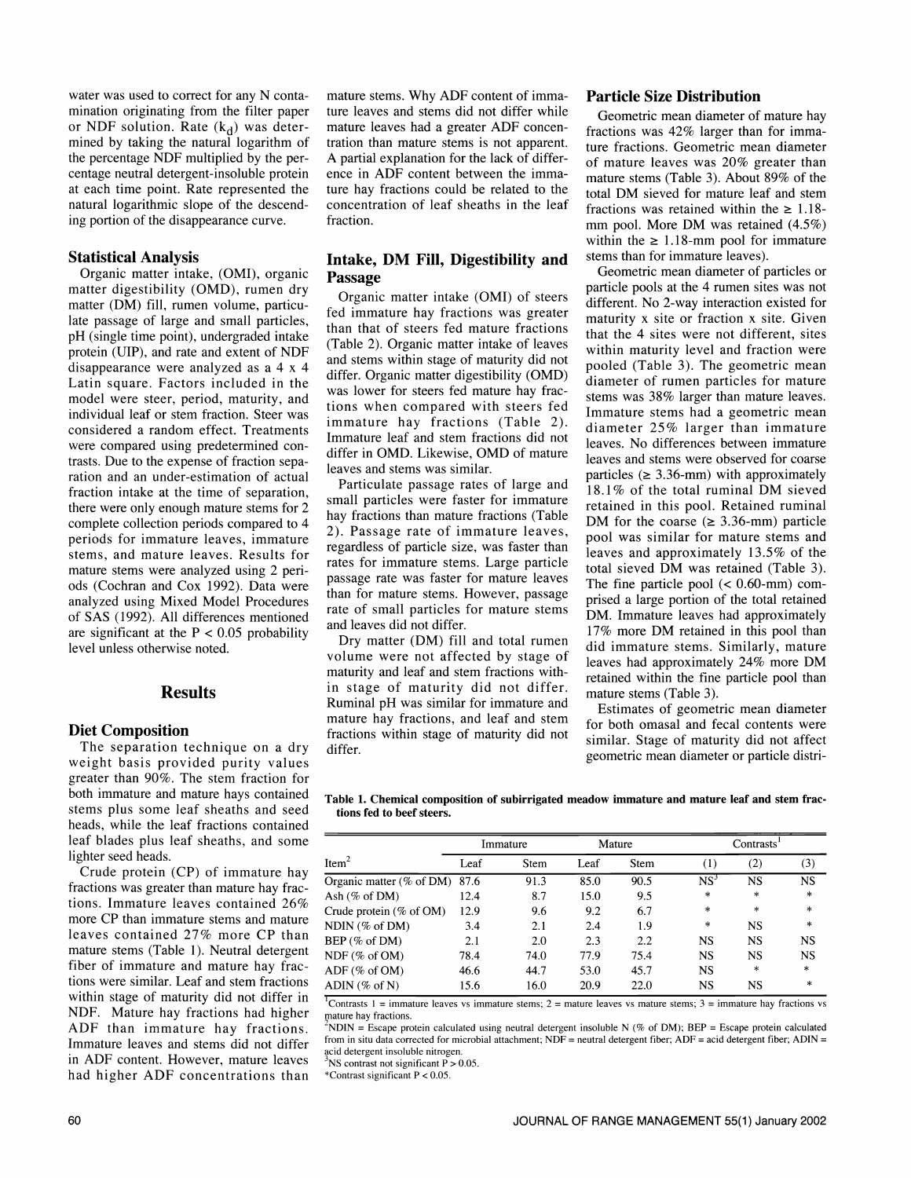water was used to correct for any N contamination originating from the filter paper or NDF solution. Rate ($k_d$) was determined by taking the natural logarithm of the percentage NDF multiplied by the percentage neutral detergent-insoluble protein at each time point. Rate represented the natural logarithmic slope of the descending portion of the disappearance curve.

### Statistical Analysis

Organic matter intake, (OMI), organic matter digestibility (OMD), rumen dry matter (DM) fill, rumen volume, particulate passage of large and small particles, pH (single time point), undergraded intake protein (UIP), and rate and extent of NDF disappearance were analyzed as a 4 x 4 Latin square. Factors included in the model were steer, period, maturity, and individual leaf or stem fraction. Steer was considered a random effect. Treatments were compared using predetermined contrasts. Due to the expense of fraction separation and an under-estimation of actual fraction intake at the time of separation, there were only enough mature stems for 2 complete collection periods compared to 4 periods for immature leaves, immature stems, and mature leaves. Results for mature stems were analyzed using 2 periods (Cochran and Cox 1992). Data were analyzed using Mixed Model Procedures of SAS (1992). All differences mentioned are significant at the $P < 0.05$ probability level unless otherwise noted.

## Results

### Diet Composition

The separation technique on a dry weight basis provided purity values greater than 90%. The stem fraction for both immature and mature hays contained stems plus some leaf sheaths and seed heads, while the leaf fractions contained leaf blades plus leaf sheaths, and some lighter seed heads.

Crude protein (CP) of immature hay fractions was greater than mature hay fractions. Immature leaves contained 26% more CP than immature stems and mature leaves contained 27% more CP than mature stems (Table 1). Neutral detergent fiber of immature and mature hay fractions were similar. Leaf and stem fractions within stage of maturity did not differ in NDF. Mature hay fractions had higher ADF than immature hay fractions. Immature leaves and stems did not differ in ADF content. However, mature leaves had higher ADF concentrations than mature stems. Why ADF content of immature leaves and stems did not differ while mature leaves had a greater ADF concentration than mature stems is not apparent. A partial explanation for the lack of difference in ADF content between the immature hay fractions could be related to the concentration of leaf sheaths in the leaf fraction.

### Intake, DM Fill, Digestibility and Passage

Organic matter intake (OMI) of steers fed immature hay fractions was greater than that of steers fed mature fractions (Table 2). Organic matter intake of leaves and stems within stage of maturity did not differ. Organic matter digestibility (OMD) was lower for steers fed mature hay fractions when compared with steers fed immature hay fractions (Table 2). Immature leaf and stem fractions did not differ in OMD. Likewise, OMD of mature leaves and stems was similar.

Particulate passage rates of large and small particles were faster for immature hay fractions than mature fractions (Table 2). Passage rate of immature leaves, regardless of particle size, was faster than rates for immature stems. Large particle passage rate was faster for mature leaves than for mature stems. However, passage rate of small particles for mature stems and leaves did not differ.

Dry matter (DM) fill and total rumen volume were not affected by stage of maturity and leaf and stem fractions within stage of maturity did not differ. Ruminal pH was similar for immature and mature hay fractions, and leaf and stem fractions within stage of maturity did not differ.

### Particle Size Distribution

Geometric mean diameter of mature hay fractions was 42% larger than for immature fractions. Geometric mean diameter of mature leaves was 20% greater than mature stems (Table 3). About 89% of the total DM sieved for mature leaf and stem fractions was retained within the ≥ 1.18-mm pool. More DM was retained (4.5%) within the ≥ 1.18-mm pool for immature stems than for immature leaves).

Geometric mean diameter of particles or particle pools at the 4 rumen sites was not different. No 2-way interaction existed for maturity x site or fraction x site. Given that the 4 sites were not different, sites within maturity level and fraction were pooled (Table 3). The geometric mean diameter of rumen particles for mature stems was 38% larger than mature leaves. Immature stems had a geometric mean diameter 25% larger than immature leaves. No differences between immature leaves and stems were observed for coarse particles (≥ 3.36-mm) with approximately 18.1% of the total ruminal DM sieved retained in this pool. Retained ruminal DM for the coarse (≥ 3.36-mm) particle pool was similar for mature stems and leaves and approximately 13.5% of the total sieved DM was retained (Table 3). The fine particle pool (< 0.60-mm) comprised a large portion of the total retained DM. Immature leaves had approximately 17% more DM retained in this pool than did immature stems. Similarly, mature leaves had approximately 24% more DM retained within the fine particle pool than mature stems (Table 3).

Estimates of geometric mean diameter for both omasal and fecal contents were similar. Stage of maturity did not affect geometric mean diameter or particle distri-

**Table 1. Chemical composition of subirrigated meadow immature and mature leaf and stem fractions fed to beef steers.**

| Item[2] | Immature | | Mature | | Contrasts[1] | | |
|---|---|---|---|---|---|---|---|
| | Leaf | Stem | Leaf | Stem | (1) | (2) | (3) |
| Organic matter (% of DM) | 87.6 | 91.3 | 85.0 | 90.5 | NS[3] | NS | NS |
| Ash (% of DM) | 12.4 | 8.7 | 15.0 | 9.5 | * | * | * |
| Crude protein (% of OM) | 12.9 | 9.6 | 9.2 | 6.7 | * | * | * |
| NDIN (% of DM) | 3.4 | 2.1 | 2.4 | 1.9 | * | NS | * |
| BEP (% of DM) | 2.1 | 2.0 | 2.3 | 2.2 | NS | NS | NS |
| NDF (% of OM) | 78.4 | 74.0 | 77.9 | 75.4 | NS | NS | NS |
| ADF (% of OM) | 46.6 | 44.7 | 53.0 | 45.7 | NS | * | * |
| ADIN (% of N) | 15.6 | 16.0 | 20.9 | 22.0 | NS | NS | * |

[1]Contrasts 1 = immature leaves vs immature stems; 2 = mature leaves vs mature stems; 3 = immature hay fractions vs mature hay fractions.

[2]NDIN = Escape protein calculated using neutral detergent insoluble N (% of DM); BEP = Escape protein calculated from in situ data corrected for microbial attachment; NDF = neutral detergent fiber; ADF = acid detergent fiber; ADIN = acid detergent insoluble nitrogen.

[3]NS contrast not significant $P > 0.05$.

*Contrast significant $P < 0.05$.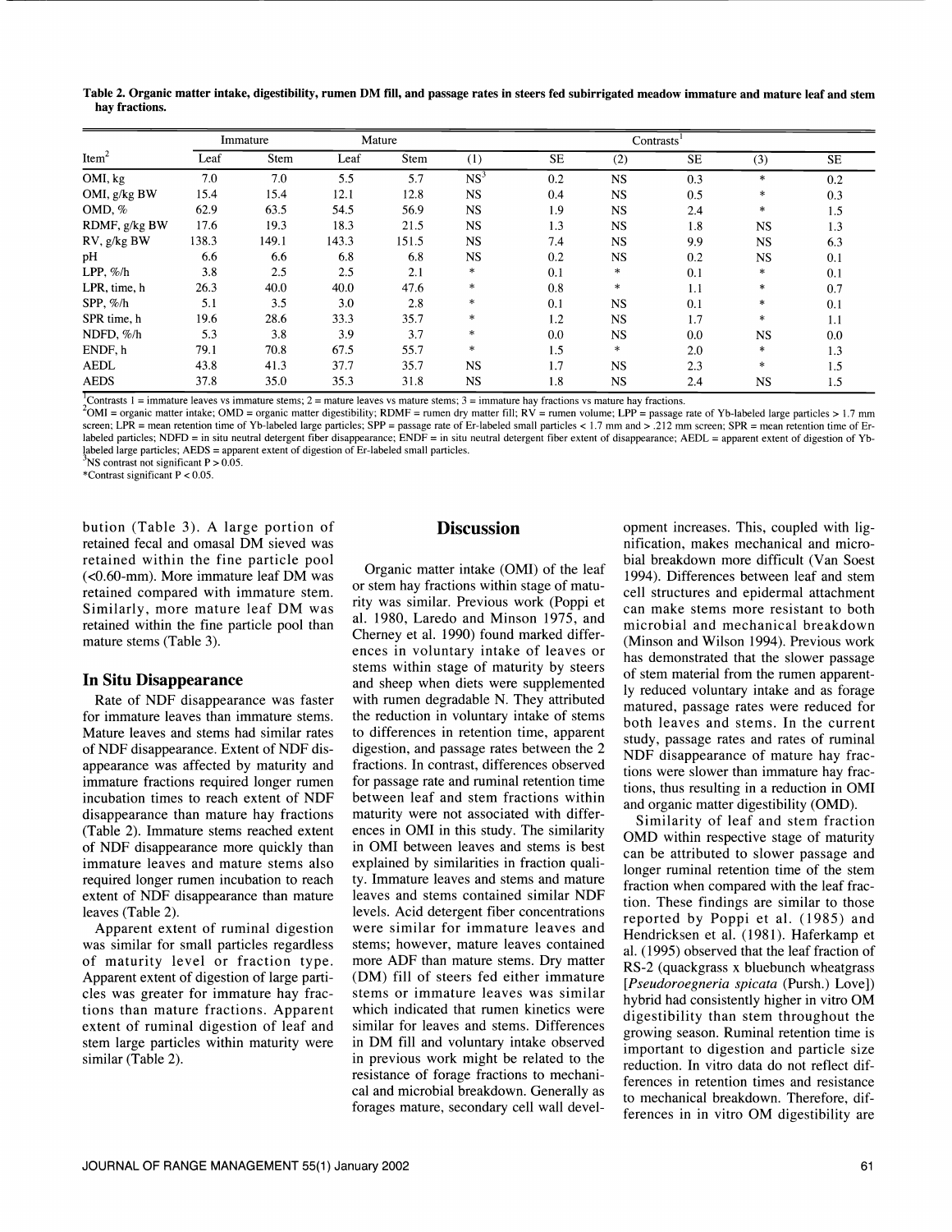**Table 2. Organic matter intake, digestibility, rumen DM fill, and passage rates in steers fed subirrigated meadow immature and mature leaf and stem hay fractions.**

| Item[2] | Immature | | Mature | | Contrasts[1] | | | | | |
|---|---|---|---|---|---|---|---|---|---|---|
| | Leaf | Stem | Leaf | Stem | (1) | SE | (2) | SE | (3) | SE |
| OMI, kg | 7.0 | 7.0 | 5.5 | 5.7 | NS[3] | 0.2 | NS | 0.3 | * | 0.2 |
| OMI, g/kg BW | 15.4 | 15.4 | 12.1 | 12.8 | NS | 0.4 | NS | 0.5 | * | 0.3 |
| OMD, % | 62.9 | 63.5 | 54.5 | 56.9 | NS | 1.9 | NS | 2.4 | * | 1.5 |
| RDMF, g/kg BW | 17.6 | 19.3 | 18.3 | 21.5 | NS | 1.3 | NS | 1.8 | NS | 1.3 |
| RV, g/kg BW | 138.3 | 149.1 | 143.3 | 151.5 | NS | 7.4 | NS | 9.9 | NS | 6.3 |
| pH | 6.6 | 6.6 | 6.8 | 6.8 | NS | 0.2 | NS | 0.2 | NS | 0.1 |
| LPP, %/h | 3.8 | 2.5 | 2.5 | 2.1 | * | 0.1 | * | 0.1 | * | 0.1 |
| LPR, time, h | 26.3 | 40.0 | 40.0 | 47.6 | * | 0.8 | * | 1.1 | * | 0.7 |
| SPP, %/h | 5.1 | 3.5 | 3.0 | 2.8 | * | 0.1 | NS | 0.1 | * | 0.1 |
| SPR time, h | 19.6 | 28.6 | 33.3 | 35.7 | * | 1.2 | NS | 1.7 | * | 1.1 |
| NDFD, %/h | 5.3 | 3.8 | 3.9 | 3.7 | * | 0.0 | NS | 0.0 | NS | 0.0 |
| ENDF, h | 79.1 | 70.8 | 67.5 | 55.7 | * | 1.5 | * | 2.0 | * | 1.3 |
| AEDL | 43.8 | 41.3 | 37.7 | 35.7 | NS | 1.7 | NS | 2.3 | * | 1.5 |
| AEDS | 37.8 | 35.0 | 35.3 | 31.8 | NS | 1.8 | NS | 2.4 | NS | 1.5 |

[1]Contrasts 1 = immature leaves vs immature stems; 2 = mature leaves vs mature stems; 3 = immature hay fractions vs mature hay fractions.
[2]OMI = organic matter intake; OMD = organic matter digestibility; RDMF = rumen dry matter fill; RV = rumen volume; LPP = passage rate of Yb-labeled large particles > 1.7 mm screen; LPR = mean retention time of Yb-labeled large particles; SPP = passage rate of Er-labeled small particles < 1.7 mm and > .212 mm screen; SPR = mean retention time of Er-labeled particles; NDFD = in situ neutral detergent fiber disappearance; ENDF = in situ neutral detergent fiber extent of disappearance; AEDL = apparent extent of digestion of Yb-labeled large particles; AEDS = apparent extent of digestion of Er-labeled small particles.
[3]NS contrast not significant P > 0.05.
*Contrast significant P < 0.05.

bution (Table 3). A large portion of retained fecal and omasal DM sieved was retained within the fine particle pool (<0.60-mm). More immature leaf DM was retained compared with immature stem. Similarly, more mature leaf DM was retained within the fine particle pool than mature stems (Table 3).

### In Situ Disappearance

Rate of NDF disappearance was faster for immature leaves than immature stems. Mature leaves and stems had similar rates of NDF disappearance. Extent of NDF disappearance was affected by maturity and immature fractions required longer rumen incubation times to reach extent of NDF disappearance than mature hay fractions (Table 2). Immature stems reached extent of NDF disappearance more quickly than immature leaves and mature stems also required longer rumen incubation to reach extent of NDF disappearance than mature leaves (Table 2).

Apparent extent of ruminal digestion was similar for small particles regardless of maturity level or fraction type. Apparent extent of digestion of large particles was greater for immature hay fractions than mature fractions. Apparent extent of ruminal digestion of leaf and stem large particles within maturity were similar (Table 2).

## Discussion

Organic matter intake (OMI) of the leaf or stem hay fractions within stage of maturity was similar. Previous work (Poppi et al. 1980, Laredo and Minson 1975, and Cherney et al. 1990) found marked differences in voluntary intake of leaves or stems within stage of maturity by steers and sheep when diets were supplemented with rumen degradable N. They attributed the reduction in voluntary intake of stems to differences in retention time, apparent digestion, and passage rates between the 2 fractions. In contrast, differences observed for passage rate and ruminal retention time between leaf and stem fractions within maturity were not associated with differences in OMI in this study. The similarity in OMI between leaves and stems is best explained by similarities in fraction quality. Immature leaves and stems and mature leaves and stems contained similar NDF levels. Acid detergent fiber concentrations were similar for immature leaves and stems; however, mature leaves contained more ADF than mature stems. Dry matter (DM) fill of steers fed either immature stems or immature leaves was similar which indicated that rumen kinetics were similar for leaves and stems. Differences in DM fill and voluntary intake observed in previous work might be related to the resistance of forage fractions to mechanical and microbial breakdown. Generally as forages mature, secondary cell wall development increases. This, coupled with lignification, makes mechanical and microbial breakdown more difficult (Van Soest 1994). Differences between leaf and stem cell structures and epidermal attachment can make stems more resistant to both microbial and mechanical breakdown (Minson and Wilson 1994). Previous work has demonstrated that the slower passage of stem material from the rumen apparently reduced voluntary intake and as forage matured, passage rates were reduced for both leaves and stems. In the current study, passage rates and rates of ruminal NDF disappearance of mature hay fractions were slower than immature hay fractions, thus resulting in a reduction in OMI and organic matter digestibility (OMD).

Similarity of leaf and stem fraction OMD within respective stage of maturity can be attributed to slower passage and longer ruminal retention time of the stem fraction when compared with the leaf fraction. These findings are similar to those reported by Poppi et al. (1985) and Hendricksen et al. (1981). Haferkamp et al. (1995) observed that the leaf fraction of RS-2 (quackgrass x bluebunch wheatgrass [*Pseudoroegneria spicata* (Pursh.) Love]) hybrid had consistently higher in vitro OM digestibility than stem throughout the growing season. Ruminal retention time is important to digestion and particle size reduction. In vitro data do not reflect differences in retention times and resistance to mechanical breakdown. Therefore, differences in in vitro OM digestibility are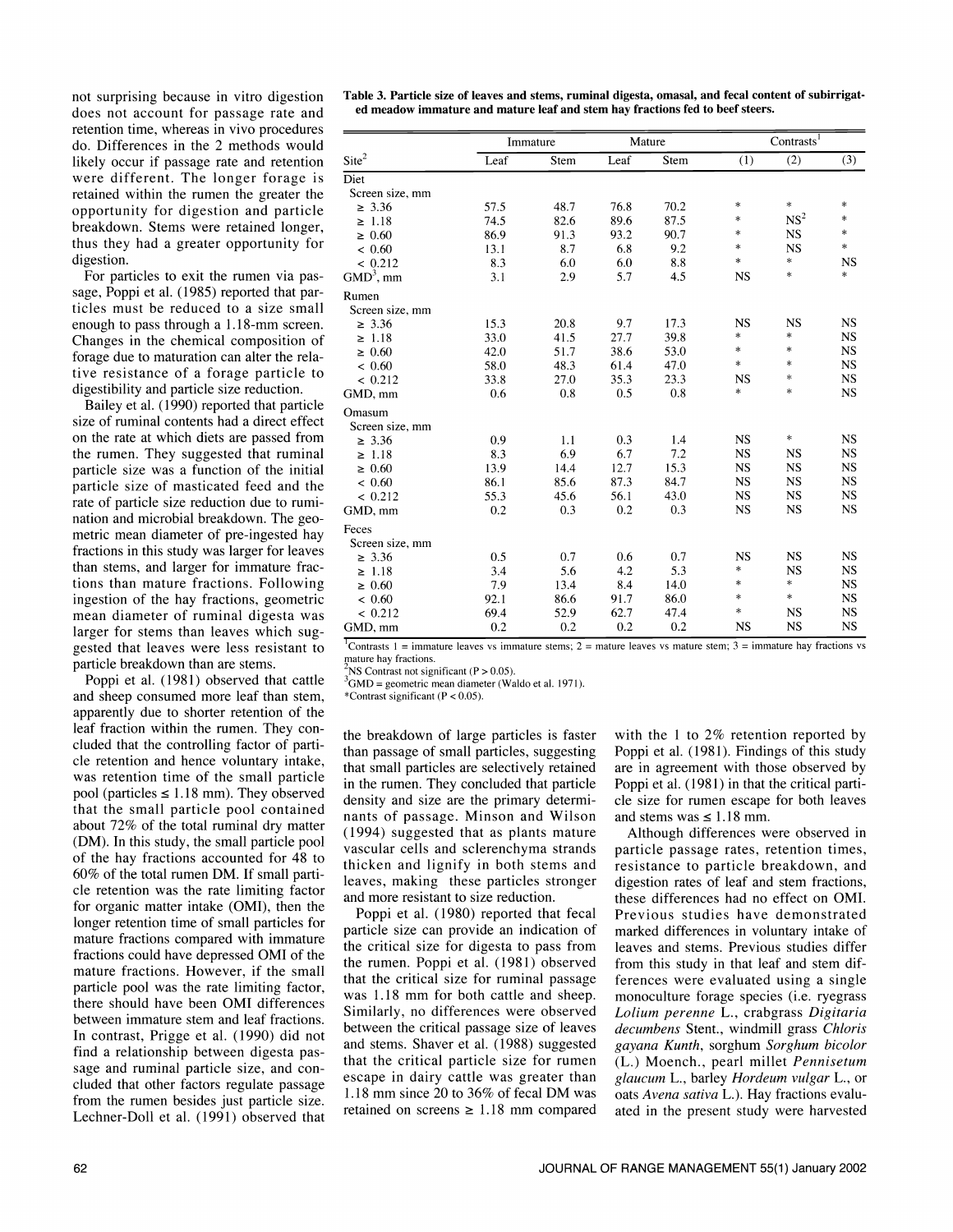not surprising because in vitro digestion does not account for passage rate and retention time, whereas in vivo procedures do. Differences in the 2 methods would likely occur if passage rate and retention were different. The longer forage is retained within the rumen the greater the opportunity for digestion and particle breakdown. Stems were retained longer, thus they had a greater opportunity for digestion.

For particles to exit the rumen via passage, Poppi et al. (1985) reported that particles must be reduced to a size small enough to pass through a 1.18-mm screen. Changes in the chemical composition of forage due to maturation can alter the relative resistance of a forage particle to digestibility and particle size reduction.

Bailey et al. (1990) reported that particle size of ruminal contents had a direct effect on the rate at which diets are passed from the rumen. They suggested that ruminal particle size was a function of the initial particle size of masticated feed and the rate of particle size reduction due to rumination and microbial breakdown. The geometric mean diameter of pre-ingested hay fractions in this study was larger for leaves than stems, and larger for immature fractions than mature fractions. Following ingestion of the hay fractions, geometric mean diameter of ruminal digesta was larger for stems than leaves which suggested that leaves were less resistant to particle breakdown than are stems.

Poppi et al. (1981) observed that cattle and sheep consumed more leaf than stem, apparently due to shorter retention of the leaf fraction within the rumen. They concluded that the controlling factor of particle retention and hence voluntary intake, was retention time of the small particle pool (particles ≤ 1.18 mm). They observed that the small particle pool contained about 72% of the total ruminal dry matter (DM). In this study, the small particle pool of the hay fractions accounted for 48 to 60% of the total rumen DM. If small particle retention was the rate limiting factor for organic matter intake (OMI), then the longer retention time of small particles for mature fractions compared with immature fractions could have depressed OMI of the mature fractions. However, if the small particle pool was the rate limiting factor, there should have been OMI differences between immature stem and leaf fractions. In contrast, Prigge et al. (1990) did not find a relationship between digesta passage and ruminal particle size, and concluded that other factors regulate passage from the rumen besides just particle size. Lechner-Doll et al. (1991) observed that the breakdown of large particles is faster than passage of small particles, suggesting that small particles are selectively retained in the rumen. They concluded that particle density and size are the primary determinants of passage. Minson and Wilson (1994) suggested that as plants mature vascular cells and sclerenchyma strands thicken and lignify in both stems and leaves, making these particles stronger and more resistant to size reduction.

Poppi et al. (1980) reported that fecal particle size can provide an indication of the critical size for digesta to pass from the rumen. Poppi et al. (1981) observed that the critical size for ruminal passage was 1.18 mm for both cattle and sheep. Similarly, no differences were observed between the critical passage size of leaves and stems. Shaver et al. (1988) suggested that the critical particle size for rumen escape in dairy cattle was greater than 1.18 mm since 20 to 36% of fecal DM was retained on screens ≥ 1.18 mm compared with the 1 to 2% retention reported by Poppi et al. (1981). Findings of this study are in agreement with those observed by Poppi et al. (1981) in that the critical particle size for rumen escape for both leaves and stems was ≤ 1.18 mm.

Although differences were observed in particle passage rates, retention times, resistance to particle breakdown, and digestion rates of leaf and stem fractions, these differences had no effect on OMI. Previous studies have demonstrated marked differences in voluntary intake of leaves and stems. Previous studies differ from this study in that leaf and stem differences were evaluated using a single monoculture forage species (i.e. ryegrass *Lolium perenne* L., crabgrass *Digitaria decumbens* Stent., windmill grass *Chloris gayana Kunth*, sorghum *Sorghum bicolor* (L.) Moench., pearl millet *Pennisetum glaucum* L., barley *Hordeum vulgar* L., or oats *Avena sativa* L.). Hay fractions evaluated in the present study were harvested

**Table 3. Particle size of leaves and stems, ruminal digesta, omasal, and fecal content of subirrigated meadow immature and mature leaf and stem hay fractions fed to beef steers.**

| Site[2] | Immature | | Mature | | Contrasts[1] | | |
|---|---|---|---|---|---|---|---|
| | Leaf | Stem | Leaf | Stem | (1) | (2) | (3) |
| Diet | | | | | | | |
| Screen size, mm | | | | | | | |
| ≥ 3.36 | 57.5 | 48.7 | 76.8 | 70.2 | * | * | * |
| ≥ 1.18 | 74.5 | 82.6 | 89.6 | 87.5 | * | NS[2] | * |
| ≥ 0.60 | 86.9 | 91.3 | 93.2 | 90.7 | * | NS | * |
| < 0.60 | 13.1 | 8.7 | 6.8 | 9.2 | * | NS | * |
| < 0.212 | 8.3 | 6.0 | 6.0 | 8.8 | * | * | NS |
| GMD[3], mm | 3.1 | 2.9 | 5.7 | 4.5 | NS | * | * |
| Rumen | | | | | | | |
| Screen size, mm | | | | | | | |
| ≥ 3.36 | 15.3 | 20.8 | 9.7 | 17.3 | NS | NS | NS |
| ≥ 1.18 | 33.0 | 41.5 | 27.7 | 39.8 | * | * | NS |
| ≥ 0.60 | 42.0 | 51.7 | 38.6 | 53.0 | * | * | NS |
| < 0.60 | 58.0 | 48.3 | 61.4 | 47.0 | * | * | NS |
| < 0.212 | 33.8 | 27.0 | 35.3 | 23.3 | NS | * | NS |
| GMD, mm | 0.6 | 0.8 | 0.5 | 0.8 | * | * | NS |
| Omasum | | | | | | | |
| Screen size, mm | | | | | | | |
| ≥ 3.36 | 0.9 | 1.1 | 0.3 | 1.4 | NS | * | NS |
| ≥ 1.18 | 8.3 | 6.9 | 6.7 | 7.2 | NS | NS | NS |
| ≥ 0.60 | 13.9 | 14.4 | 12.7 | 15.3 | NS | NS | NS |
| < 0.60 | 86.1 | 85.6 | 87.3 | 84.7 | NS | NS | NS |
| < 0.212 | 55.3 | 45.6 | 56.1 | 43.0 | NS | NS | NS |
| GMD, mm | 0.2 | 0.3 | 0.2 | 0.3 | NS | NS | NS |
| Feces | | | | | | | |
| Screen size, mm | | | | | | | |
| ≥ 3.36 | 0.5 | 0.7 | 0.6 | 0.7 | NS | NS | NS |
| ≥ 1.18 | 3.4 | 5.6 | 4.2 | 5.3 | * | NS | NS |
| ≥ 0.60 | 7.9 | 13.4 | 8.4 | 14.0 | * | * | NS |
| < 0.60 | 92.1 | 86.6 | 91.7 | 86.0 | * | * | NS |
| < 0.212 | 69.4 | 52.9 | 62.7 | 47.4 | * | NS | NS |
| GMD, mm | 0.2 | 0.2 | 0.2 | 0.2 | NS | NS | NS |

[1]Contrasts 1 = immature leaves vs immature stems; 2 = mature leaves vs mature stem; 3 = immature hay fractions vs mature hay fractions.
[2]NS Contrast not significant ($P > 0.05$).
[3]GMD = geometric mean diameter (Waldo et al. 1971).
*Contrast significant ($P < 0.05$).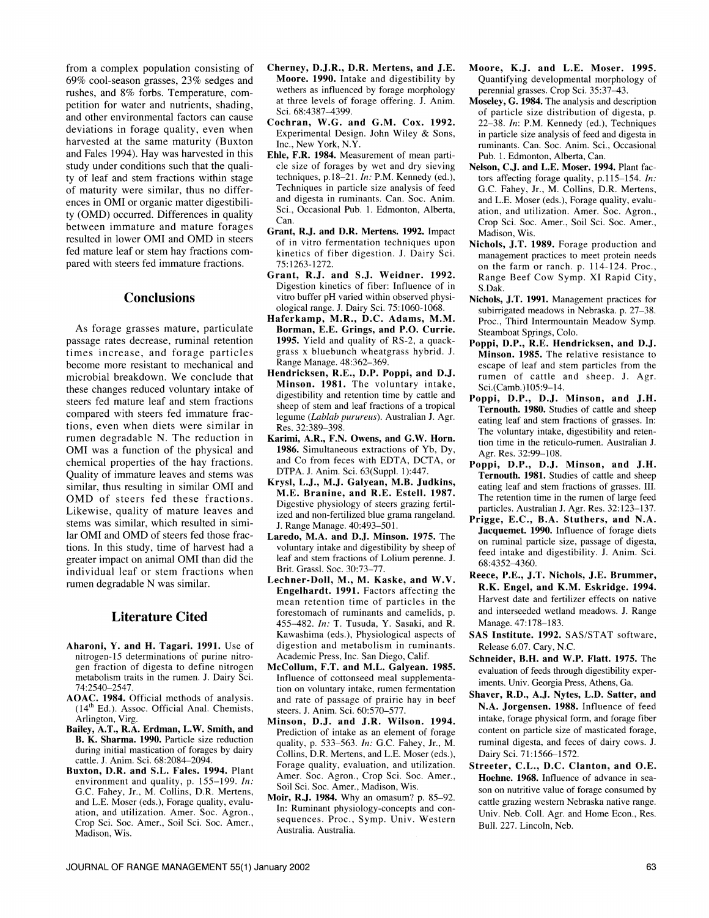from a complex population consisting of 69% cool-season grasses, 23% sedges and rushes, and 8% forbs. Temperature, competition for water and nutrients, shading, and other environmental factors can cause deviations in forage quality, even when harvested at the same maturity (Buxton and Fales 1994). Hay was harvested in this study under conditions such that the quality of leaf and stem fractions within stage of maturity were similar, thus no differences in OMI or organic matter digestibility (OMD) occurred. Differences in quality between immature and mature forages resulted in lower OMI and OMD in steers fed mature leaf or stem hay fractions compared with steers fed immature fractions.

## Conclusions

As forage grasses mature, particulate passage rates decrease, ruminal retention times increase, and forage particles become more resistant to mechanical and microbial breakdown. We conclude that these changes reduced voluntary intake of steers fed mature leaf and stem fractions compared with steers fed immature fractions, even when diets were similar in rumen degradable N. The reduction in OMI was a function of the physical and chemical properties of the hay fractions. Quality of immature leaves and stems was similar, thus resulting in similar OMI and OMD of steers fed these fractions. Likewise, quality of mature leaves and stems was similar, which resulted in similar OMI and OMD of steers fed those fractions. In this study, time of harvest had a greater impact on animal OMI than did the individual leaf or stem fractions when rumen degradable N was similar.

## Literature Cited

**Aharoni, Y. and H. Tagari. 1991.** Use of nitrogen-15 determinations of purine nitrogen fraction of digesta to define nitrogen metabolism traits in the rumen. J. Dairy Sci. 74:2540–2547.

**AOAC. 1984.** Official methods of analysis. (14th Ed.). Assoc. Official Anal. Chemists, Arlington, Virg.

**Bailey, A.T., R.A. Erdman, L.W. Smith, and B. K. Sharma. 1990.** Particle size reduction during initial mastication of forages by dairy cattle. J. Anim. Sci. 68:2084–2094.

**Buxton, D.R. and S.L. Fales. 1994.** Plant environment and quality, p. 155–199. *In:* G.C. Fahey, Jr., M. Collins, D.R. Mertens, and L.E. Moser (eds.), Forage quality, evaluation, and utilization. Amer. Soc. Agron., Crop Sci. Soc. Amer., Soil Sci. Soc. Amer., Madison, Wis.

**Cherney, D.J.R., D.R. Mertens, and J.E. Moore. 1990.** Intake and digestibility by wethers as influenced by forage morphology at three levels of forage offering. J. Anim. Sci. 68:4387–4399.

**Cochran, W.G. and G.M. Cox. 1992.** Experimental Design. John Wiley & Sons, Inc., New York, N.Y.

**Ehle, F.R. 1984.** Measurement of mean particle size of forages by wet and dry sieving techniques, p.18–21. *In:* P.M. Kennedy (ed.), Techniques in particle size analysis of feed and digesta in ruminants. Can. Soc. Anim. Sci., Occasional Pub. 1. Edmonton, Alberta, Can.

**Grant, R.J. and D.R. Mertens. 1992.** Impact of in vitro fermentation techniques upon kinetics of fiber digestion. J. Dairy Sci. 75:1263-1272.

**Grant, R.J. and S.J. Weidner. 1992.** Digestion kinetics of fiber: Influence of in vitro buffer pH varied within observed physiological range. J. Dairy Sci. 75:1060-1068.

**Haferkamp, M.R., D.C. Adams, M.M. Borman, E.E. Grings, and P.O. Currie. 1995.** Yield and quality of RS-2, a quackgrass x bluebunch wheatgrass hybrid. J. Range Manage. 48:362–369.

**Hendricksen, R.E., D.P. Poppi, and D.J. Minson. 1981.** The voluntary intake, digestibility and retention time by cattle and sheep of stem and leaf fractions of a tropical legume (*Lablab pureureus*). Australian J. Agr. Res. 32:389–398.

**Karimi, A.R., F.N. Owens, and G.W. Horn. 1986.** Simultaneous extractions of Yb, Dy, and Co from feces with EDTA, DCTA, or DTPA. J. Anim. Sci. 63(Suppl. 1):447.

**Krysl, L.J., M.J. Galyean, M.B. Judkins, M.E. Branine, and R.E. Estell. 1987.** Digestive physiology of steers grazing fertilized and non-fertilized blue grama rangeland. J. Range Manage. 40:493–501.

**Laredo, M.A. and D.J. Minson. 1975.** The voluntary intake and digestibility by sheep of leaf and stem fractions of Lolium perenne. J. Brit. Grassl. Soc. 30:73–77.

**Lechner-Doll, M., M. Kaske, and W.V. Engelhardt. 1991.** Factors affecting the mean retention time of particles in the forestomach of ruminants and camelids, p. 455–482. *In:* T. Tusuda, Y. Sasaki, and R. Kawashima (eds.), Physiological aspects of digestion and metabolism in ruminants. Academic Press, Inc. San Diego, Calif.

**McCollum, F.T. and M.L. Galyean. 1985.** Influence of cottonseed meal supplementation on voluntary intake, rumen fermentation and rate of passage of prairie hay in beef steers. J. Anim. Sci. 60:570–577.

**Minson, D.J. and J.R. Wilson. 1994.** Prediction of intake as an element of forage quality, p. 533–563. *In:* G.C. Fahey, Jr., M. Collins, D.R. Mertens, and L.E. Moser (eds.), Forage quality, evaluation, and utilization. Amer. Soc. Agron., Crop Sci. Soc. Amer., Soil Sci. Soc. Amer., Madison, Wis.

**Moir, R.J. 1984.** Why an omasum? p. 85–92. In: Ruminant physiology-concepts and consequences. Proc., Symp. Univ. Western Australia. Australia.

**Moore, K.J. and L.E. Moser. 1995.** Quantifying developmental morphology of perennial grasses. Crop Sci. 35:37–43.

**Moseley, G. 1984.** The analysis and description of particle size distribution of digesta, p. 22–38. *In:* P.M. Kennedy (ed.), Techniques in particle size analysis of feed and digesta in ruminants. Can. Soc. Anim. Sci., Occasional Pub. 1. Edmonton, Alberta, Can.

**Nelson, C.J. and L.E. Moser. 1994.** Plant factors affecting forage quality, p.115–154. *In:* G.C. Fahey, Jr., M. Collins, D.R. Mertens, and L.E. Moser (eds.), Forage quality, evaluation, and utilization. Amer. Soc. Agron., Crop Sci. Soc. Amer., Soil Sci. Soc. Amer., Madison, Wis.

**Nichols, J.T. 1989.** Forage production and management practices to meet protein needs on the farm or ranch. p. 114-124. Proc., Range Beef Cow Symp. XI Rapid City, S.Dak.

**Nichols, J.T. 1991.** Management practices for subirrigated meadows in Nebraska. p. 27–38. Proc., Third Intermountain Meadow Symp. Steamboat Springs, Colo.

**Poppi, D.P., R.E. Hendricksen, and D.J. Minson. 1985.** The relative resistance to escape of leaf and stem particles from the rumen of cattle and sheep. J. Agr. Sci.(Camb.)105:9–14.

**Poppi, D.P., D.J. Minson, and J.H. Ternouth. 1980.** Studies of cattle and sheep eating leaf and stem fractions of grasses. In: The voluntary intake, digestibility and retention time in the reticulo-rumen. Australian J. Agr. Res. 32:99–108.

**Poppi, D.P., D.J. Minson, and J.H. Ternouth. 1981.** Studies of cattle and sheep eating leaf and stem fractions of grasses. III. The retention time in the rumen of large feed particles. Australian J. Agr. Res. 32:123–137.

**Prigge, E.C., B.A. Stuthers, and N.A. Jacquemet. 1990.** Influence of forage diets on ruminal particle size, passage of digesta, feed intake and digestibility. J. Anim. Sci. 68:4352–4360.

**Reece, P.E., J.T. Nichols, J.E. Brummer, R.K. Engel, and K.M. Eskridge. 1994.** Harvest date and fertilizer effects on native and interseeded wetland meadows. J. Range Manage. 47:178–183.

**SAS Institute. 1992.** SAS/STAT software, Release 6.07. Cary, N.C.

**Schneider, B.H. and W.P. Flatt. 1975.** The evaluation of feeds through digestibility experiments. Univ. Georgia Press, Athens, Ga.

**Shaver, R.D., A.J. Nytes, L.D. Satter, and N.A. Jorgensen. 1988.** Influence of feed intake, forage physical form, and forage fiber content on particle size of masticated forage, ruminal digesta, and feces of dairy cows. J. Dairy Sci. 71:1566–1572.

**Streeter, C.L., D.C. Clanton, and O.E. Hoehne. 1968.** Influence of advance in season on nutritive value of forage consumed by cattle grazing western Nebraska native range. Univ. Neb. Coll. Agr. and Home Econ., Res. Bull. 227. Lincoln, Neb.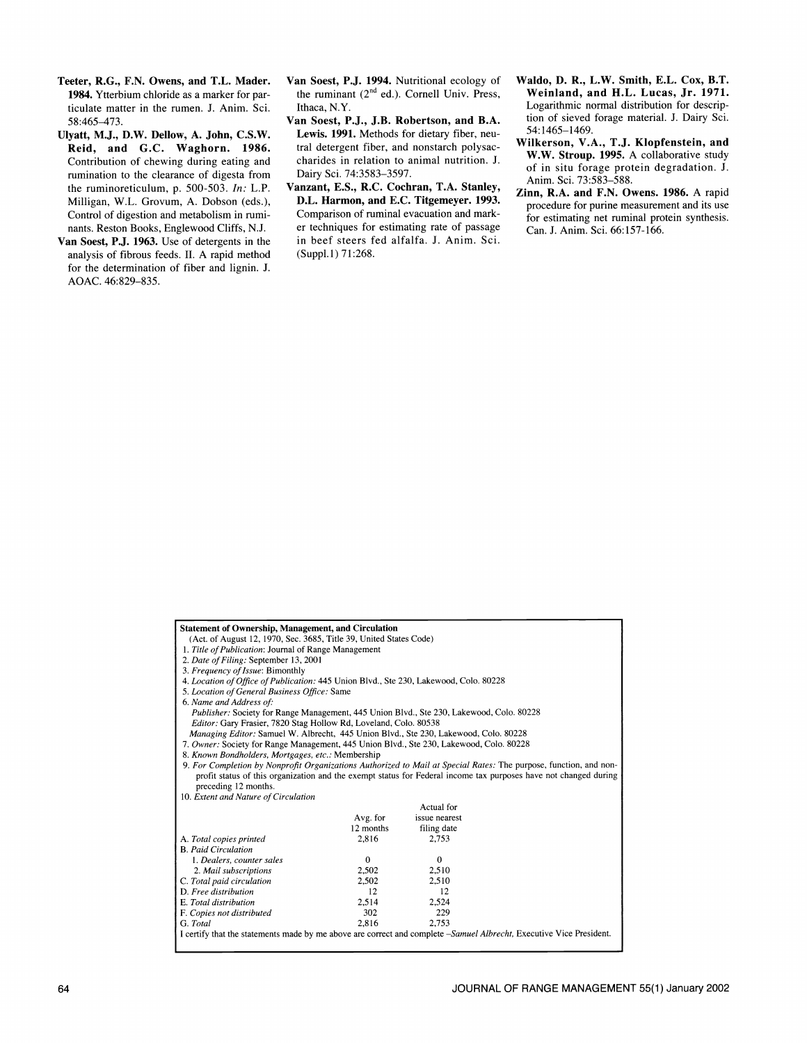**Teeter, R.G., F.N. Owens, and T.L. Mader. 1984.** Ytterbium chloride as a marker for particulate matter in the rumen. J. Anim. Sci. 58:465–473.

**Ulyatt, M.J., D.W. Dellow, A. John, C.S.W. Reid, and G.C. Waghorn. 1986.** Contribution of chewing during eating and rumination to the clearance of digesta from the ruminoreticulum, p. 500-503. *In:* L.P. Milligan, W.L. Grovum, A. Dobson (eds.), Control of digestion and metabolism in ruminants. Reston Books, Englewood Cliffs, N.J.

**Van Soest, P.J. 1963.** Use of detergents in the analysis of fibrous feeds. II. A rapid method for the determination of fiber and lignin. J. AOAC. 46:829–835.

**Van Soest, P.J. 1994.** Nutritional ecology of the ruminant (2nd ed.). Cornell Univ. Press, Ithaca, N.Y.

**Van Soest, P.J., J.B. Robertson, and B.A. Lewis. 1991.** Methods for dietary fiber, neutral detergent fiber, and nonstarch polysaccharides in relation to animal nutrition. J. Dairy Sci. 74:3583–3597.

**Vanzant, E.S., R.C. Cochran, T.A. Stanley, D.L. Harmon, and E.C. Titgemeyer. 1993.** Comparison of ruminal evacuation and marker techniques for estimating rate of passage in beef steers fed alfalfa. J. Anim. Sci. (Suppl.1) 71:268.

**Waldo, D. R., L.W. Smith, E.L. Cox, B.T. Weinland, and H.L. Lucas, Jr. 1971.** Logarithmic normal distribution for description of sieved forage material. J. Dairy Sci. 54:1465–1469.

**Wilkerson, V.A., T.J. Klopfenstein, and W.W. Stroup. 1995.** A collaborative study of in situ forage protein degradation. J. Anim. Sci. 73:583–588.

**Zinn, R.A. and F.N. Owens. 1986.** A rapid procedure for purine measurement and its use for estimating net ruminal protein synthesis. Can. J. Anim. Sci. 66:157-166.

**Statement of Ownership, Management, and Circulation**

(Act. of August 12, 1970, Sec. 3685, Title 39, United States Code)

1. *Title of Publication*: Journal of Range Management
2. *Date of Filing:* September 13, 2001
3. *Frequency of Issue:* Bimonthly
4. *Location of Office of Publication:* 445 Union Blvd., Ste 230, Lakewood, Colo. 80228
5. *Location of General Business Office:* Same
6. *Name and Address of:*
   *Publisher:* Society for Range Management, 445 Union Blvd., Ste 230, Lakewood, Colo. 80228
   *Editor:* Gary Frasier, 7820 Stag Hollow Rd, Loveland, Colo. 80538
   *Managing Editor:* Samuel W. Albrecht, 445 Union Blvd., Ste 230, Lakewood, Colo. 80228
7. *Owner:* Society for Range Management, 445 Union Blvd., Ste 230, Lakewood, Colo. 80228
8. *Known Bondholders, Mortgages, etc.:* Membership
9. *For Completion by Nonprofit Organizations Authorized to Mail at Special Rates:* The purpose, function, and nonprofit status of this organization and the exempt status for Federal income tax purposes have not changed during preceding 12 months.
10. *Extent and Nature of Circulation*

| | Avg. for 12 months | Actual for issue nearest filing date |
|---|---|---|
| A. *Total copies printed* | 2,816 | 2,753 |
| B. *Paid Circulation* | | |
| 1. *Dealers, counter sales* | 0 | 0 |
| 2. *Mail subscriptions* | 2,502 | 2,510 |
| C. *Total paid circulation* | 2,502 | 2,510 |
| D. *Free distribution* | 12 | 12 |
| E. *Total distribution* | 2,514 | 2,524 |
| F. *Copies not distributed* | 302 | 229 |
| G. *Total* | 2,816 | 2,753 |

I certify that the statements made by me above are correct and complete –*Samuel Albrecht,* Executive Vice President.